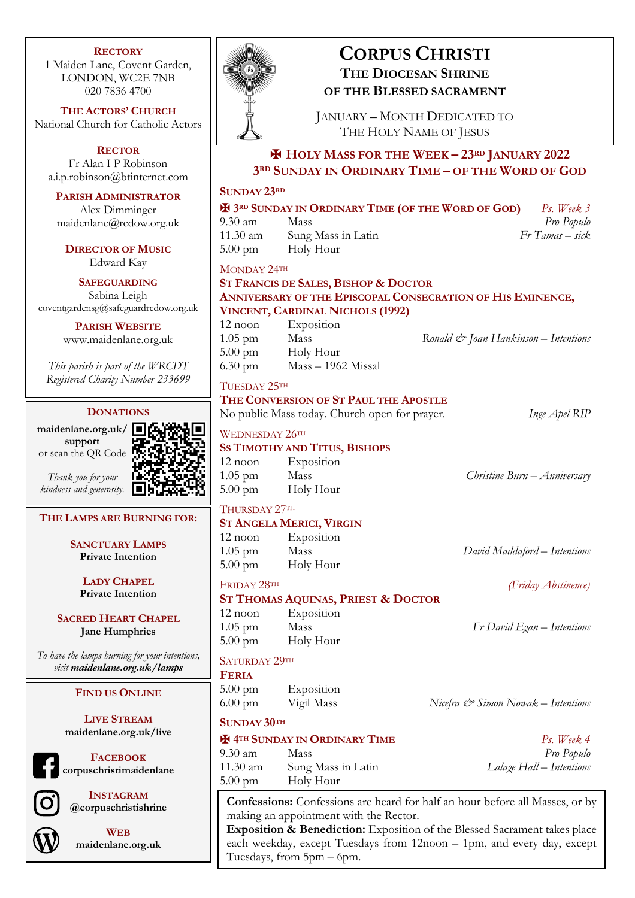# CORPUS CHRISTI

## THE DIOCESAN SHRINE OF THE BLESSED SACRAMENT

JANUARY – MONTH DEDICATED TO THE HOLY NAME OF JESUS

## ✠ HOLY MASS FOR THE WEEK – 23RD JANUARY 2022
## 3RD SUNDAY IN ORDINARY TIME – OF THE WORD OF GOD

### SUNDAY 23RD

**✠ 3RD SUNDAY IN ORDINARY TIME (OF THE WORD OF GOD)** *Ps. Week 3*

| | | |
|---|---|---|
| 9.30 am | Mass | *Pro Populo* |
| 11.30 am | Sung Mass in Latin | *Fr Tamas – sick* |
| 5.00 pm | Holy Hour | |

### MONDAY 24TH

**ST FRANCIS DE SALES, BISHOP & DOCTOR**
**ANNIVERSARY OF THE EPISCOPAL CONSECRATION OF HIS EMINENCE, VINCENT, CARDINAL NICHOLS (1992)**

| | | |
|---|---|---|
| 12 noon | Exposition | |
| 1.05 pm | Mass | *Ronald & Joan Hankinson – Intentions* |
| 5.00 pm | Holy Hour | |
| 6.30 pm | Mass – 1962 Missal | |

### TUESDAY 25TH

**THE CONVERSION OF ST PAUL THE APOSTLE**

No public Mass today. Church open for prayer. *Inge Apel RIP*

### WEDNESDAY 26TH

**SS TIMOTHY AND TITUS, BISHOPS**

| | | |
|---|---|---|
| 12 noon | Exposition | |
| 1.05 pm | Mass | *Christine Burn – Anniversary* |
| 5.00 pm | Holy Hour | |

### THURSDAY 27TH

**ST ANGELA MERICI, VIRGIN**

| | | |
|---|---|---|
| 12 noon | Exposition | |
| 1.05 pm | Mass | *David Maddaford – Intentions* |
| 5.00 pm | Holy Hour | |

### FRIDAY 28TH *(Friday Abstinence)*

**ST THOMAS AQUINAS, PRIEST & DOCTOR**

| | | |
|---|---|---|
| 12 noon | Exposition | |
| 1.05 pm | Mass | *Fr David Egan – Intentions* |
| 5.00 pm | Holy Hour | |

### SATURDAY 29TH

**FERIA**

| | | |
|---|---|---|
| 5.00 pm | Exposition | |
| 6.00 pm | Vigil Mass | *Nicefra & Simon Nowak – Intentions* |

### SUNDAY 30TH

**✠ 4TH SUNDAY IN ORDINARY TIME** *Ps. Week 4*

| | | |
|---|---|---|
| 9.30 am | Mass | *Pro Populo* |
| 11.30 am | Sung Mass in Latin | *Lalage Hall – Intentions* |
| 5.00 pm | Holy Hour | |

**Confessions:** Confessions are heard for half an hour before all Masses, or by making an appointment with the Rector.
**Exposition & Benediction:** Exposition of the Blessed Sacrament takes place each weekday, except Tuesdays from 12noon – 1pm, and every day, except Tuesdays, from 5pm – 6pm.

---

**RECTORY**
1 Maiden Lane, Covent Garden, LONDON, WC2E 7NB
020 7836 4700

**THE ACTORS' CHURCH**
National Church for Catholic Actors

**RECTOR**
Fr Alan I P Robinson
a.i.p.robinson@btinternet.com

**PARISH ADMINISTRATOR**
Alex Dimminger
maidenlane@rcdow.org.uk

**DIRECTOR OF MUSIC**
Edward Kay

**SAFEGUARDING**
Sabina Leigh
coventgardensg@safeguardrcdow.org.uk

**PARISH WEBSITE**
www.maidenlane.org.uk

*This parish is part of the WRCDT Registered Charity Number 233699*

**DONATIONS**
**maidenlane.org.uk/support** or scan the QR Code

*Thank you for your kindness and generosity.*

**THE LAMPS ARE BURNING FOR:**

**SANCTUARY LAMPS**
**Private Intention**

**LADY CHAPEL**
**Private Intention**

**SACRED HEART CHAPEL**
**Jane Humphries**

*To have the lamps burning for your intentions, visit **maidenlane.org.uk/lamps***

**FIND US ONLINE**

**LIVE STREAM**
**maidenlane.org.uk/live**

**FACEBOOK**
**corpuschristimaidenlane**

**INSTAGRAM**
**@corpuschristishrine**

**WEB**
**maidenlane.org.uk**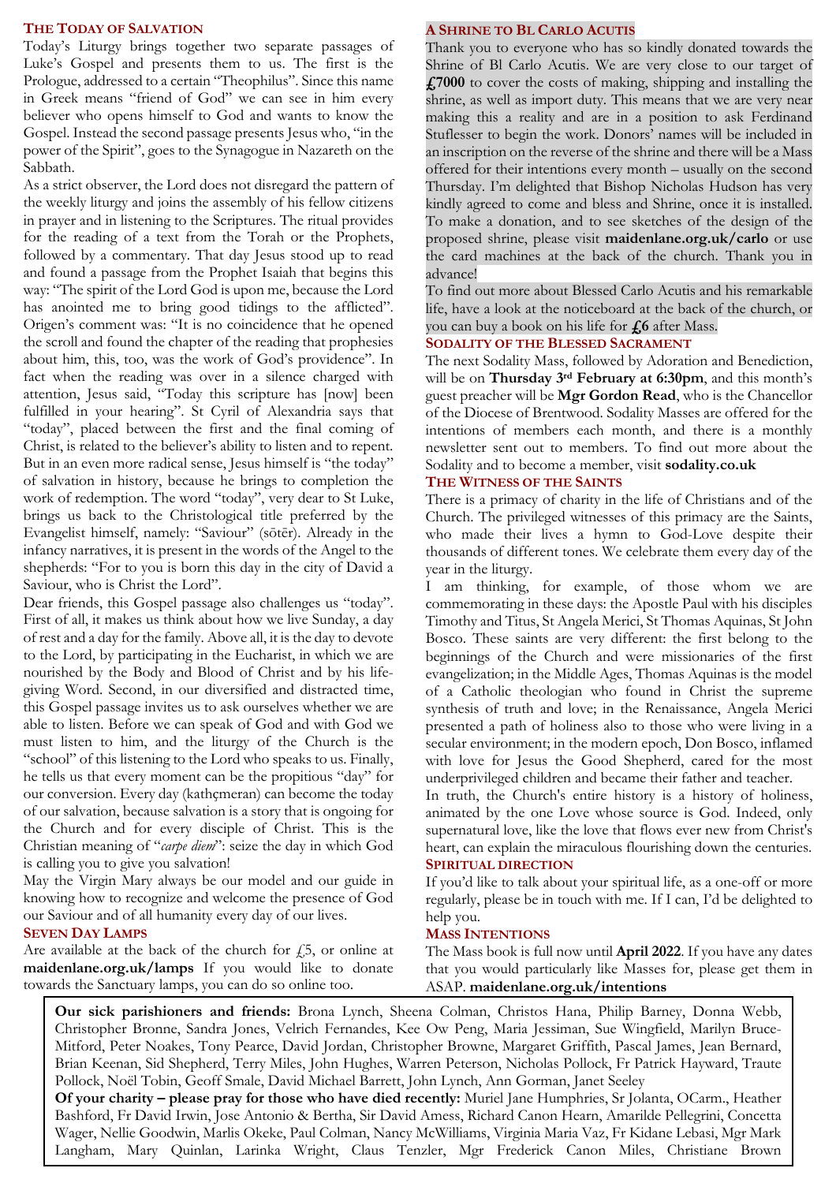## THE TODAY OF SALVATION

Today's Liturgy brings together two separate passages of Luke's Gospel and presents them to us. The first is the Prologue, addressed to a certain "Theophilus". Since this name in Greek means "friend of God" we can see in him every believer who opens himself to God and wants to know the Gospel. Instead the second passage presents Jesus who, "in the power of the Spirit", goes to the Synagogue in Nazareth on the Sabbath.

As a strict observer, the Lord does not disregard the pattern of the weekly liturgy and joins the assembly of his fellow citizens in prayer and in listening to the Scriptures. The ritual provides for the reading of a text from the Torah or the Prophets, followed by a commentary. That day Jesus stood up to read and found a passage from the Prophet Isaiah that begins this way: "The spirit of the Lord God is upon me, because the Lord has anointed me to bring good tidings to the afflicted". Origen's comment was: "It is no coincidence that he opened the scroll and found the chapter of the reading that prophesies about him, this, too, was the work of God's providence". In fact when the reading was over in a silence charged with attention, Jesus said, "Today this scripture has [now] been fulfilled in your hearing". St Cyril of Alexandria says that "today", placed between the first and the final coming of Christ, is related to the believer's ability to listen and to repent. But in an even more radical sense, Jesus himself is "the today" of salvation in history, because he brings to completion the work of redemption. The word "today", very dear to St Luke, brings us back to the Christological title preferred by the Evangelist himself, namely: "Saviour" (sōtēr). Already in the infancy narratives, it is present in the words of the Angel to the shepherds: "For to you is born this day in the city of David a Saviour, who is Christ the Lord".

Dear friends, this Gospel passage also challenges us "today". First of all, it makes us think about how we live Sunday, a day of rest and a day for the family. Above all, it is the day to devote to the Lord, by participating in the Eucharist, in which we are nourished by the Body and Blood of Christ and by his life-giving Word. Second, in our diversified and distracted time, this Gospel passage invites us to ask ourselves whether we are able to listen. Before we can speak of God and with God we must listen to him, and the liturgy of the Church is the "school" of this listening to the Lord who speaks to us. Finally, he tells us that every moment can be the propitious "day" for our conversion. Every day (kathçmeran) can become the today of our salvation, because salvation is a story that is ongoing for the Church and for every disciple of Christ. This is the Christian meaning of "*carpe diem*": seize the day in which God is calling you to give you salvation!

May the Virgin Mary always be our model and our guide in knowing how to recognize and welcome the presence of God our Saviour and of all humanity every day of our lives.

## SEVEN DAY LAMPS

Are available at the back of the church for £5, or online at **maidenlane.org.uk/lamps** If you would like to donate towards the Sanctuary lamps, you can do so online too.

## A SHRINE TO BL CARLO ACUTIS

Thank you to everyone who has so kindly donated towards the Shrine of Bl Carlo Acutis. We are very close to our target of **£7000** to cover the costs of making, shipping and installing the shrine, as well as import duty. This means that we are very near making this a reality and are in a position to ask Ferdinand Stuflesser to begin the work. Donors' names will be included in an inscription on the reverse of the shrine and there will be a Mass offered for their intentions every month – usually on the second Thursday. I'm delighted that Bishop Nicholas Hudson has very kindly agreed to come and bless and Shrine, once it is installed. To make a donation, and to see sketches of the design of the proposed shrine, please visit **maidenlane.org.uk/carlo** or use the card machines at the back of the church. Thank you in advance!

To find out more about Blessed Carlo Acutis and his remarkable life, have a look at the noticeboard at the back of the church, or you can buy a book on his life for **£6** after Mass.

## SODALITY OF THE BLESSED SACRAMENT

The next Sodality Mass, followed by Adoration and Benediction, will be on **Thursday 3rd February at 6:30pm**, and this month's guest preacher will be **Mgr Gordon Read**, who is the Chancellor of the Diocese of Brentwood. Sodality Masses are offered for the intentions of members each month, and there is a monthly newsletter sent out to members. To find out more about the Sodality and to become a member, visit **sodality.co.uk**

## THE WITNESS OF THE SAINTS

There is a primacy of charity in the life of Christians and of the Church. The privileged witnesses of this primacy are the Saints, who made their lives a hymn to God-Love despite their thousands of different tones. We celebrate them every day of the year in the liturgy.

I am thinking, for example, of those whom we are commemorating in these days: the Apostle Paul with his disciples Timothy and Titus, St Angela Merici, St Thomas Aquinas, St John Bosco. These saints are very different: the first belong to the beginnings of the Church and were missionaries of the first evangelization; in the Middle Ages, Thomas Aquinas is the model of a Catholic theologian who found in Christ the supreme synthesis of truth and love; in the Renaissance, Angela Merici presented a path of holiness also to those who were living in a secular environment; in the modern epoch, Don Bosco, inflamed with love for Jesus the Good Shepherd, cared for the most underprivileged children and became their father and teacher.

In truth, the Church's entire history is a history of holiness, animated by the one Love whose source is God. Indeed, only supernatural love, like the love that flows ever new from Christ's heart, can explain the miraculous flourishing down the centuries.

## SPIRITUAL DIRECTION

If you'd like to talk about your spiritual life, as a one-off or more regularly, please be in touch with me. If I can, I'd be delighted to help you.

## MASS INTENTIONS

The Mass book is full now until **April 2022**. If you have any dates that you would particularly like Masses for, please get them in ASAP. **maidenlane.org.uk/intentions**

**Our sick parishioners and friends:** Brona Lynch, Sheena Colman, Christos Hana, Philip Barney, Donna Webb, Christopher Bronne, Sandra Jones, Velrich Fernandes, Kee Ow Peng, Maria Jessiman, Sue Wingfield, Marilyn Bruce-Mitford, Peter Noakes, Tony Pearce, David Jordan, Christopher Browne, Margaret Griffith, Pascal James, Jean Bernard, Brian Keenan, Sid Shepherd, Terry Miles, John Hughes, Warren Peterson, Nicholas Pollock, Fr Patrick Hayward, Traute Pollock, Noël Tobin, Geoff Smale, David Michael Barrett, John Lynch, Ann Gorman, Janet Seeley

**Of your charity – please pray for those who have died recently:** Muriel Jane Humphries, Sr Jolanta, OCarm., Heather Bashford, Fr David Irwin, Jose Antonio & Bertha, Sir David Amess, Richard Canon Hearn, Amarilde Pellegrini, Concetta Wager, Nellie Goodwin, Marlis Okeke, Paul Colman, Nancy McWilliams, Virginia Maria Vaz, Fr Kidane Lebasi, Mgr Mark Langham, Mary Quinlan, Larinka Wright, Claus Tenzler, Mgr Frederick Canon Miles, Christiane Brown